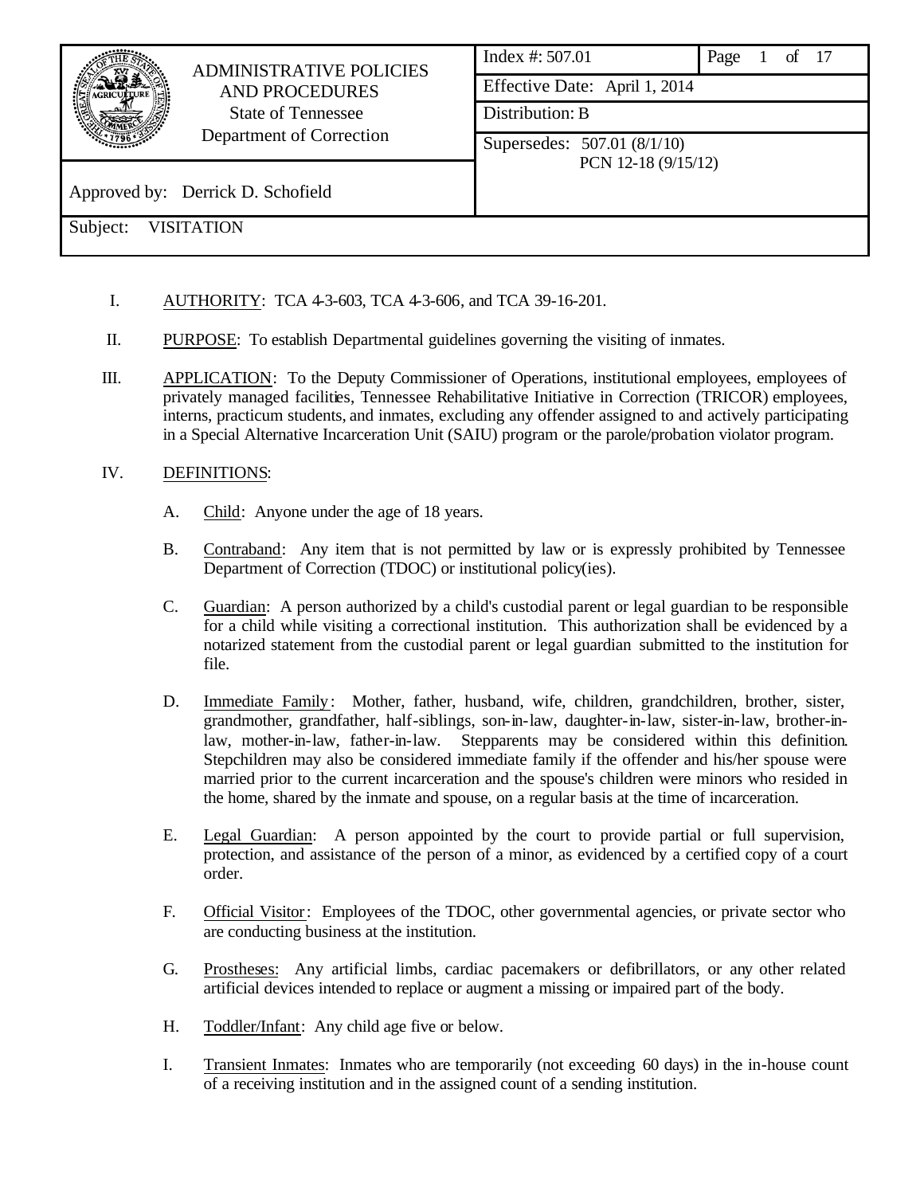| ADMINISTRATIVE POLICIES AND PROCEDURES State of Tennessee Department of Correction | Index #: 507.01 | Page 1 of 17 |
|---|---|---|
| | Effective Date: April 1, 2014 | |
| | Distribution: B | |
| Approved by: Derrick D. Schofield | Supersedes: 507.01 (8/1/10) PCN 12-18 (9/15/12) | |
| Subject: VISITATION | | |

I. AUTHORITY: TCA 4-3-603, TCA 4-3-606, and TCA 39-16-201.

II. PURPOSE: To establish Departmental guidelines governing the visiting of inmates.

III. APPLICATION: To the Deputy Commissioner of Operations, institutional employees, employees of privately managed facilities, Tennessee Rehabilitative Initiative in Correction (TRICOR) employees, interns, practicum students, and inmates, excluding any offender assigned to and actively participating in a Special Alternative Incarceration Unit (SAIU) program or the parole/probation violator program.

IV. DEFINITIONS:

A. Child: Anyone under the age of 18 years.

B. Contraband: Any item that is not permitted by law or is expressly prohibited by Tennessee Department of Correction (TDOC) or institutional policy(ies).

C. Guardian: A person authorized by a child's custodial parent or legal guardian to be responsible for a child while visiting a correctional institution. This authorization shall be evidenced by a notarized statement from the custodial parent or legal guardian submitted to the institution for file.

D. Immediate Family: Mother, father, husband, wife, children, grandchildren, brother, sister, grandmother, grandfather, half-siblings, son-in-law, daughter-in-law, sister-in-law, brother-in-law, mother-in-law, father-in-law. Stepparents may be considered within this definition. Stepchildren may also be considered immediate family if the offender and his/her spouse were married prior to the current incarceration and the spouse's children were minors who resided in the home, shared by the inmate and spouse, on a regular basis at the time of incarceration.

E. Legal Guardian: A person appointed by the court to provide partial or full supervision, protection, and assistance of the person of a minor, as evidenced by a certified copy of a court order.

F. Official Visitor: Employees of the TDOC, other governmental agencies, or private sector who are conducting business at the institution.

G. Prostheses: Any artificial limbs, cardiac pacemakers or defibrillators, or any other related artificial devices intended to replace or augment a missing or impaired part of the body.

H. Toddler/Infant: Any child age five or below.

I. Transient Inmates: Inmates who are temporarily (not exceeding 60 days) in the in-house count of a receiving institution and in the assigned count of a sending institution.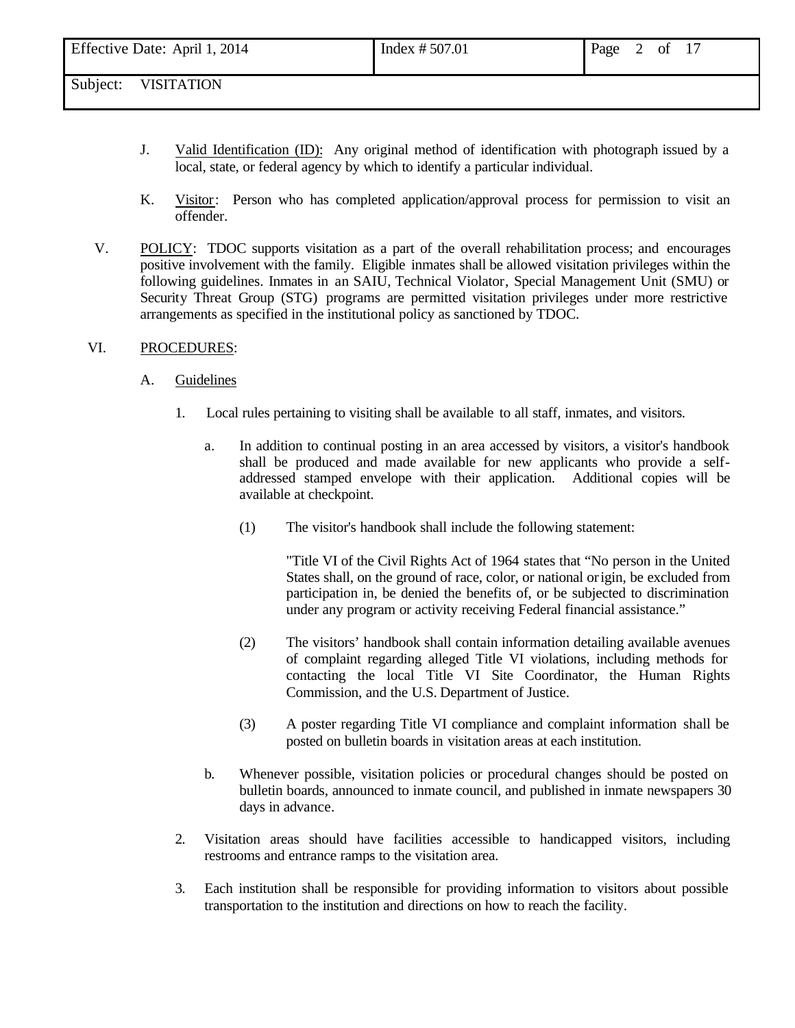J. Valid Identification (ID): Any original method of identification with photograph issued by a local, state, or federal agency by which to identify a particular individual.

K. Visitor: Person who has completed application/approval process for permission to visit an offender.

V. POLICY: TDOC supports visitation as a part of the overall rehabilitation process; and encourages positive involvement with the family. Eligible inmates shall be allowed visitation privileges within the following guidelines. Inmates in an SAIU, Technical Violator, Special Management Unit (SMU) or Security Threat Group (STG) programs are permitted visitation privileges under more restrictive arrangements as specified in the institutional policy as sanctioned by TDOC.

VI. PROCEDURES:

A. Guidelines

1. Local rules pertaining to visiting shall be available to all staff, inmates, and visitors.

a. In addition to continual posting in an area accessed by visitors, a visitor's handbook shall be produced and made available for new applicants who provide a self-addressed stamped envelope with their application. Additional copies will be available at checkpoint.

(1) The visitor's handbook shall include the following statement:

"Title VI of the Civil Rights Act of 1964 states that "No person in the United States shall, on the ground of race, color, or national origin, be excluded from participation in, be denied the benefits of, or be subjected to discrimination under any program or activity receiving Federal financial assistance."

(2) The visitors' handbook shall contain information detailing available avenues of complaint regarding alleged Title VI violations, including methods for contacting the local Title VI Site Coordinator, the Human Rights Commission, and the U.S. Department of Justice.

(3) A poster regarding Title VI compliance and complaint information shall be posted on bulletin boards in visitation areas at each institution.

b. Whenever possible, visitation policies or procedural changes should be posted on bulletin boards, announced to inmate council, and published in inmate newspapers 30 days in advance.

2. Visitation areas should have facilities accessible to handicapped visitors, including restrooms and entrance ramps to the visitation area.

3. Each institution shall be responsible for providing information to visitors about possible transportation to the institution and directions on how to reach the facility.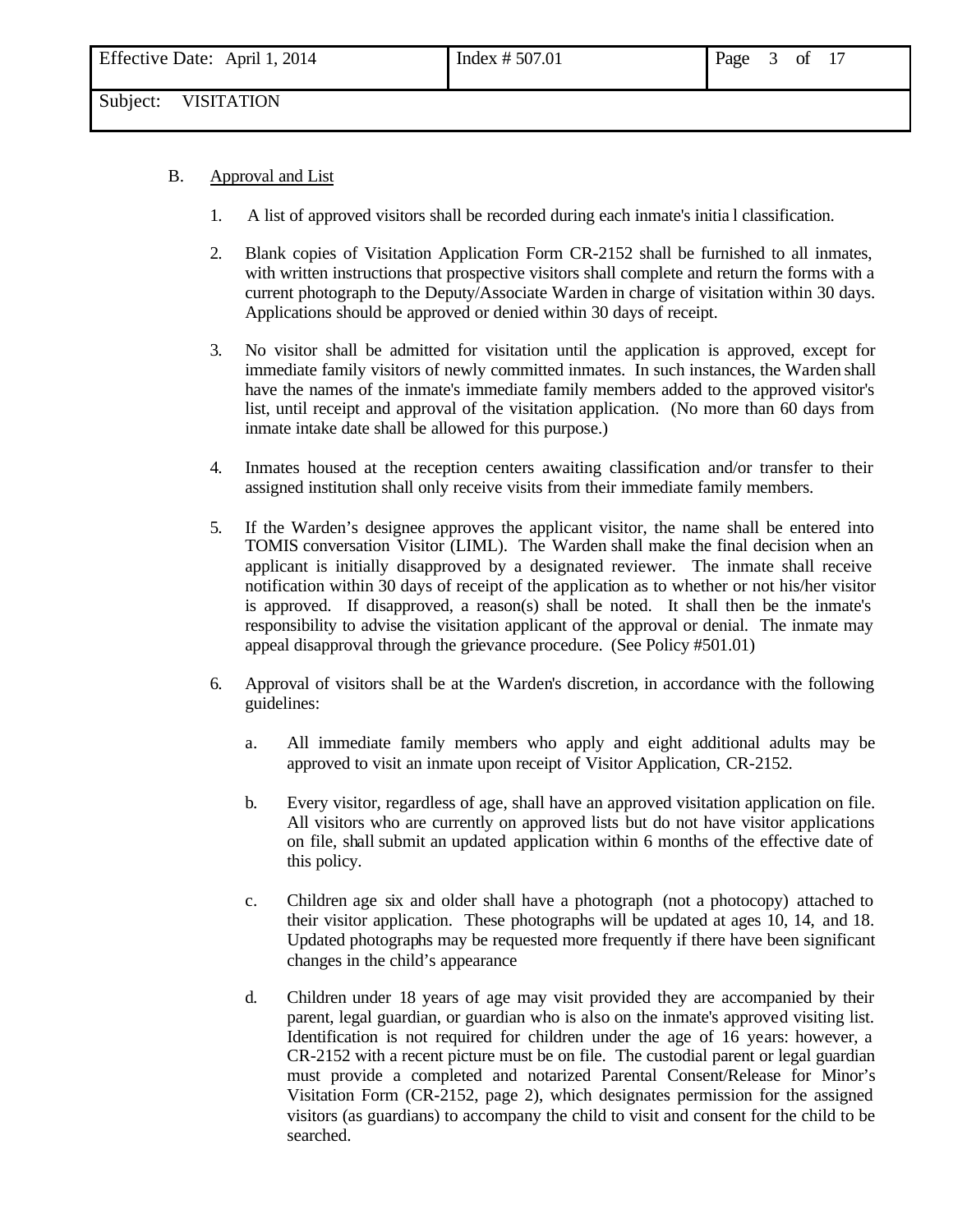B. Approval and List

1. A list of approved visitors shall be recorded during each inmate's initial classification.

2. Blank copies of Visitation Application Form CR-2152 shall be furnished to all inmates, with written instructions that prospective visitors shall complete and return the forms with a current photograph to the Deputy/Associate Warden in charge of visitation within 30 days. Applications should be approved or denied within 30 days of receipt.

3. No visitor shall be admitted for visitation until the application is approved, except for immediate family visitors of newly committed inmates. In such instances, the Warden shall have the names of the inmate's immediate family members added to the approved visitor's list, until receipt and approval of the visitation application. (No more than 60 days from inmate intake date shall be allowed for this purpose.)

4. Inmates housed at the reception centers awaiting classification and/or transfer to their assigned institution shall only receive visits from their immediate family members.

5. If the Warden's designee approves the applicant visitor, the name shall be entered into TOMIS conversation Visitor (LIML). The Warden shall make the final decision when an applicant is initially disapproved by a designated reviewer. The inmate shall receive notification within 30 days of receipt of the application as to whether or not his/her visitor is approved. If disapproved, a reason(s) shall be noted. It shall then be the inmate's responsibility to advise the visitation applicant of the approval or denial. The inmate may appeal disapproval through the grievance procedure. (See Policy #501.01)

6. Approval of visitors shall be at the Warden's discretion, in accordance with the following guidelines:

   a. All immediate family members who apply and eight additional adults may be approved to visit an inmate upon receipt of Visitor Application, CR-2152.

   b. Every visitor, regardless of age, shall have an approved visitation application on file. All visitors who are currently on approved lists but do not have visitor applications on file, shall submit an updated application within 6 months of the effective date of this policy.

   c. Children age six and older shall have a photograph (not a photocopy) attached to their visitor application. These photographs will be updated at ages 10, 14, and 18. Updated photographs may be requested more frequently if there have been significant changes in the child's appearance

   d. Children under 18 years of age may visit provided they are accompanied by their parent, legal guardian, or guardian who is also on the inmate's approved visiting list. Identification is not required for children under the age of 16 years: however, a CR-2152 with a recent picture must be on file. The custodial parent or legal guardian must provide a completed and notarized Parental Consent/Release for Minor's Visitation Form (CR-2152, page 2), which designates permission for the assigned visitors (as guardians) to accompany the child to visit and consent for the child to be searched.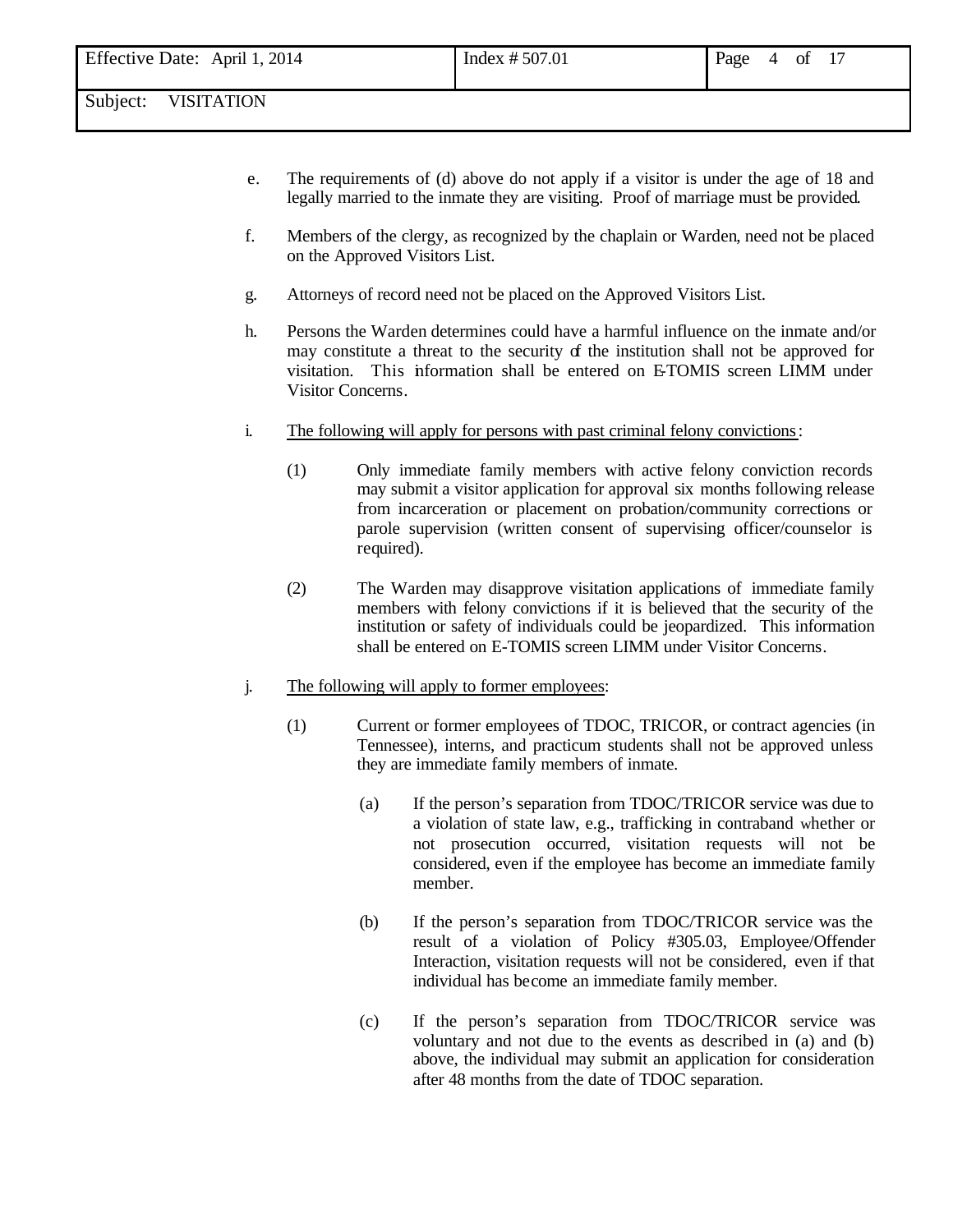e. The requirements of (d) above do not apply if a visitor is under the age of 18 and legally married to the inmate they are visiting. Proof of marriage must be provided.

f. Members of the clergy, as recognized by the chaplain or Warden, need not be placed on the Approved Visitors List.

g. Attorneys of record need not be placed on the Approved Visitors List.

h. Persons the Warden determines could have a harmful influence on the inmate and/or may constitute a threat to the security of the institution shall not be approved for visitation. This information shall be entered on E-TOMIS screen LIMM under Visitor Concerns.

i. <u>The following will apply for persons with past criminal felony convictions</u>:

   (1) Only immediate family members with active felony conviction records may submit a visitor application for approval six months following release from incarceration or placement on probation/community corrections or parole supervision (written consent of supervising officer/counselor is required).

   (2) The Warden may disapprove visitation applications of immediate family members with felony convictions if it is believed that the security of the institution or safety of individuals could be jeopardized. This information shall be entered on E-TOMIS screen LIMM under Visitor Concerns.

j. <u>The following will apply to former employees</u>:

   (1) Current or former employees of TDOC, TRICOR, or contract agencies (in Tennessee), interns, and practicum students shall not be approved unless they are immediate family members of inmate.

      (a) If the person's separation from TDOC/TRICOR service was due to a violation of state law, e.g., trafficking in contraband whether or not prosecution occurred, visitation requests will not be considered, even if the employee has become an immediate family member.

      (b) If the person's separation from TDOC/TRICOR service was the result of a violation of Policy #305.03, Employee/Offender Interaction, visitation requests will not be considered, even if that individual has become an immediate family member.

      (c) If the person's separation from TDOC/TRICOR service was voluntary and not due to the events as described in (a) and (b) above, the individual may submit an application for consideration after 48 months from the date of TDOC separation.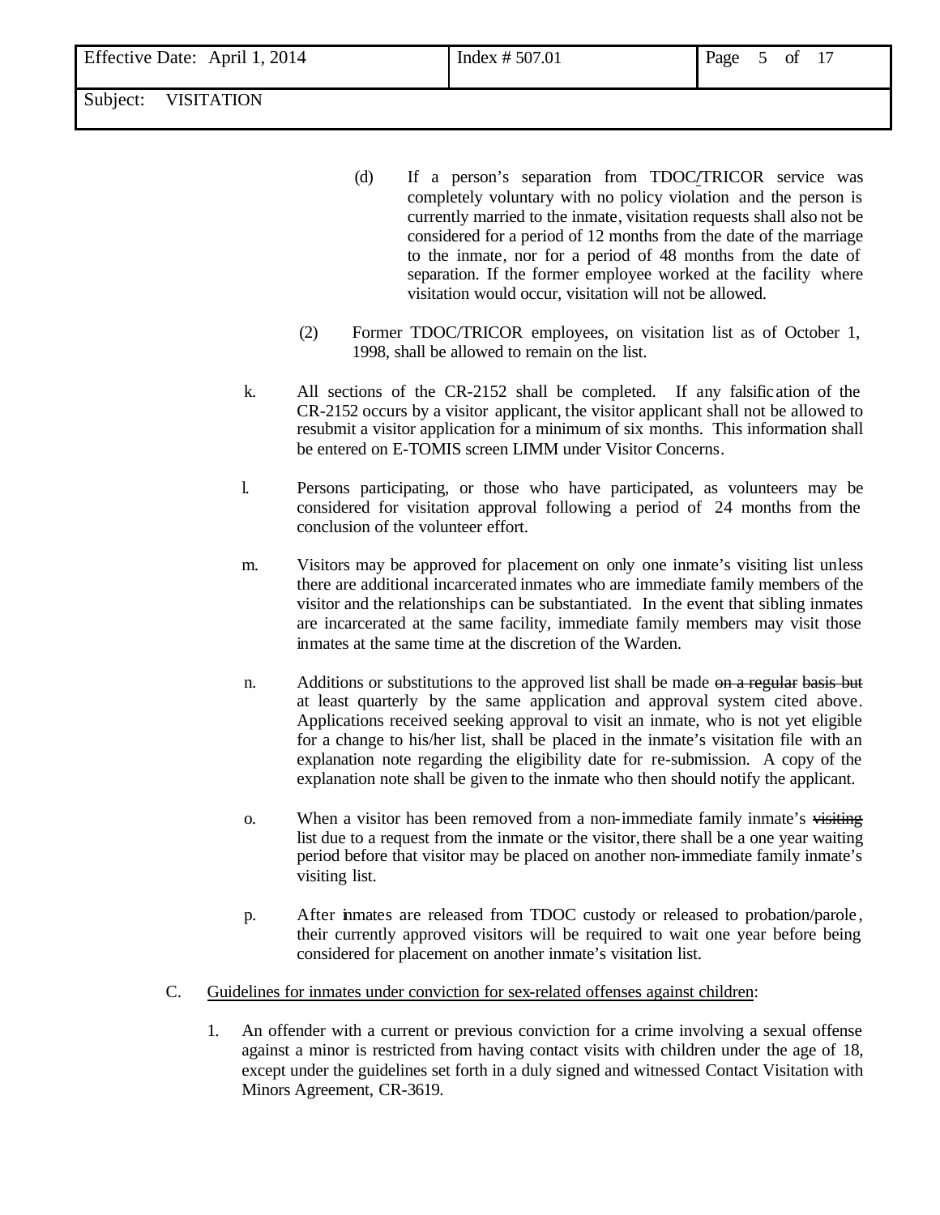(d) If a person's separation from TDOC/TRICOR service was completely voluntary with no policy violation and the person is currently married to the inmate, visitation requests shall also not be considered for a period of 12 months from the date of the marriage to the inmate, nor for a period of 48 months from the date of separation. If the former employee worked at the facility where visitation would occur, visitation will not be allowed.

(2) Former TDOC/TRICOR employees, on visitation list as of October 1, 1998, shall be allowed to remain on the list.

k. All sections of the CR-2152 shall be completed. If any falsification of the CR-2152 occurs by a visitor applicant, the visitor applicant shall not be allowed to resubmit a visitor application for a minimum of six months. This information shall be entered on E-TOMIS screen LIMM under Visitor Concerns.

l. Persons participating, or those who have participated, as volunteers may be considered for visitation approval following a period of 24 months from the conclusion of the volunteer effort.

m. Visitors may be approved for placement on only one inmate's visiting list unless there are additional incarcerated inmates who are immediate family members of the visitor and the relationships can be substantiated. In the event that sibling inmates are incarcerated at the same facility, immediate family members may visit those inmates at the same time at the discretion of the Warden.

n. Additions or substitutions to the approved list shall be made ~~on a regular basis but~~ at least quarterly by the same application and approval system cited above. Applications received seeking approval to visit an inmate, who is not yet eligible for a change to his/her list, shall be placed in the inmate's visitation file with an explanation note regarding the eligibility date for re-submission. A copy of the explanation note shall be given to the inmate who then should notify the applicant.

o. When a visitor has been removed from a non-immediate family inmate's ~~visiting~~ list due to a request from the inmate or the visitor, there shall be a one year waiting period before that visitor may be placed on another non-immediate family inmate's visiting list.

p. After inmates are released from TDOC custody or released to probation/parole, their currently approved visitors will be required to wait one year before being considered for placement on another inmate's visitation list.

C. Guidelines for inmates under conviction for sex-related offenses against children:

1. An offender with a current or previous conviction for a crime involving a sexual offense against a minor is restricted from having contact visits with children under the age of 18, except under the guidelines set forth in a duly signed and witnessed Contact Visitation with Minors Agreement, CR-3619.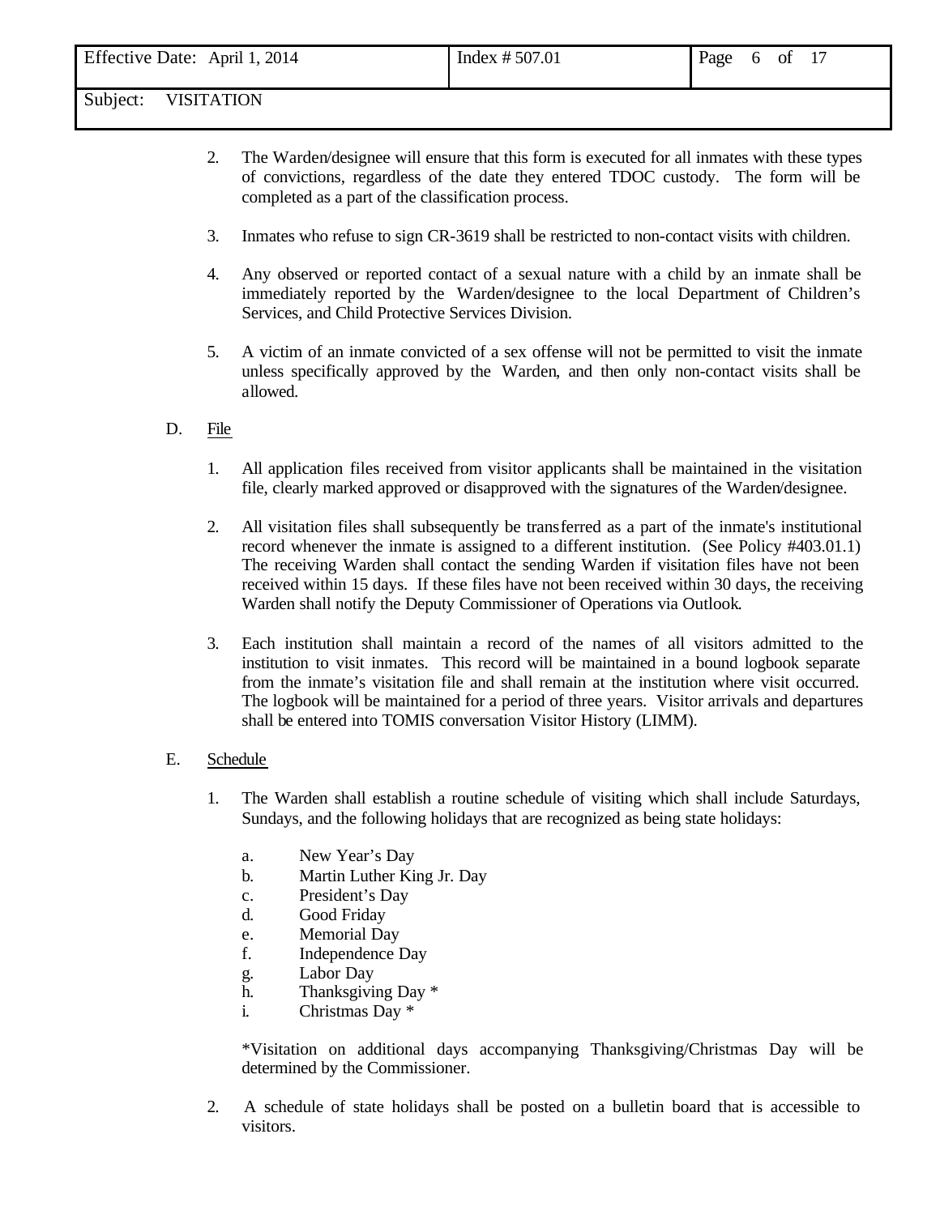2. The Warden/designee will ensure that this form is executed for all inmates with these types of convictions, regardless of the date they entered TDOC custody. The form will be completed as a part of the classification process.

3. Inmates who refuse to sign CR-3619 shall be restricted to non-contact visits with children.

4. Any observed or reported contact of a sexual nature with a child by an inmate shall be immediately reported by the Warden/designee to the local Department of Children's Services, and Child Protective Services Division.

5. A victim of an inmate convicted of a sex offense will not be permitted to visit the inmate unless specifically approved by the Warden, and then only non-contact visits shall be allowed.

D. <u>File</u>

1. All application files received from visitor applicants shall be maintained in the visitation file, clearly marked approved or disapproved with the signatures of the Warden/designee.

2. All visitation files shall subsequently be transferred as a part of the inmate's institutional record whenever the inmate is assigned to a different institution. (See Policy #403.01.1) The receiving Warden shall contact the sending Warden if visitation files have not been received within 15 days. If these files have not been received within 30 days, the receiving Warden shall notify the Deputy Commissioner of Operations via Outlook.

3. Each institution shall maintain a record of the names of all visitors admitted to the institution to visit inmates. This record will be maintained in a bound logbook separate from the inmate's visitation file and shall remain at the institution where visit occurred. The logbook will be maintained for a period of three years. Visitor arrivals and departures shall be entered into TOMIS conversation Visitor History (LIMM).

E. <u>Schedule</u>

1. The Warden shall establish a routine schedule of visiting which shall include Saturdays, Sundays, and the following holidays that are recognized as being state holidays:

   a. New Year's Day
   b. Martin Luther King Jr. Day
   c. President's Day
   d. Good Friday
   e. Memorial Day
   f. Independence Day
   g. Labor Day
   h. Thanksgiving Day *
   i. Christmas Day *

   *Visitation on additional days accompanying Thanksgiving/Christmas Day will be determined by the Commissioner.

2. A schedule of state holidays shall be posted on a bulletin board that is accessible to visitors.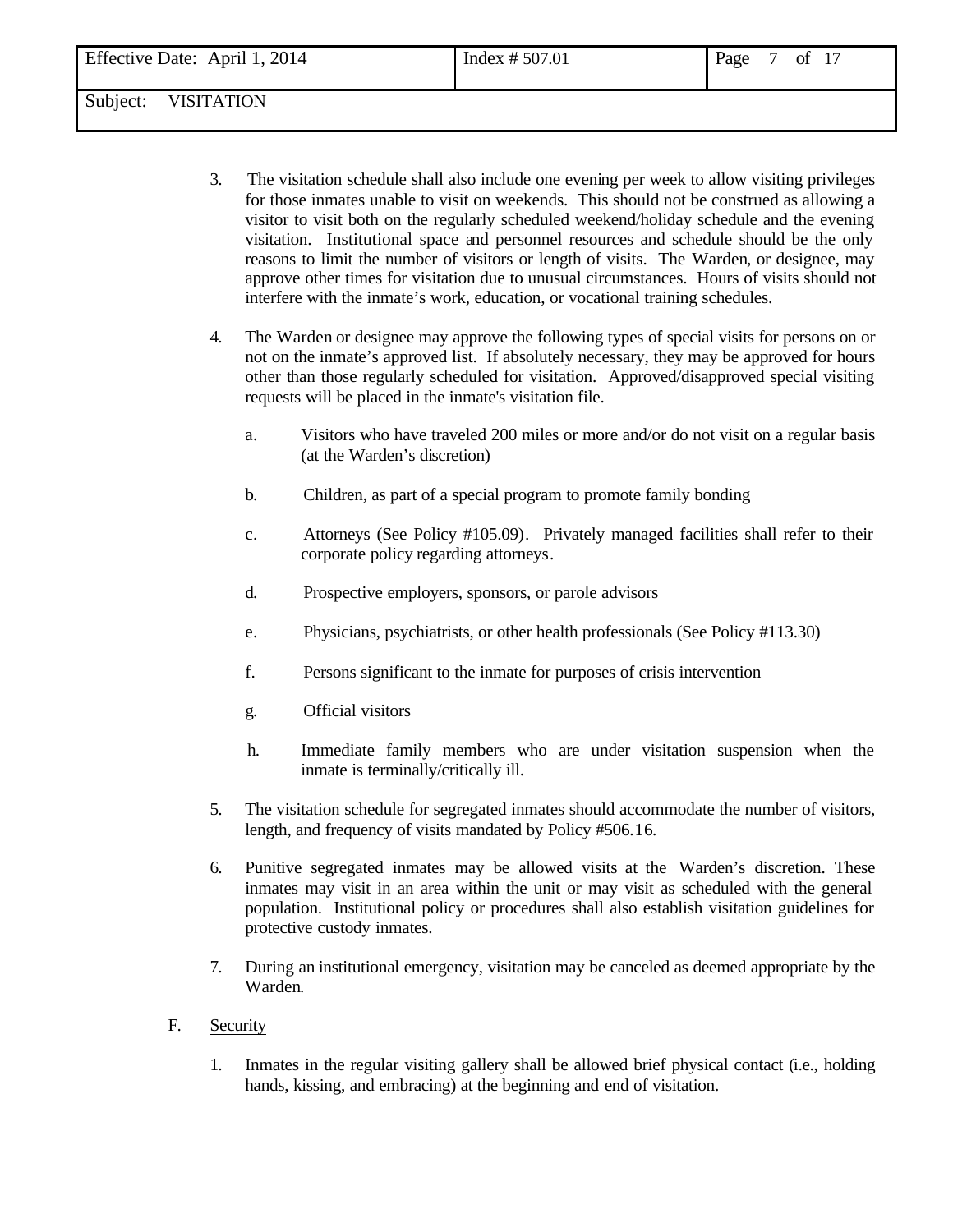3. The visitation schedule shall also include one evening per week to allow visiting privileges for those inmates unable to visit on weekends. This should not be construed as allowing a visitor to visit both on the regularly scheduled weekend/holiday schedule and the evening visitation. Institutional space and personnel resources and schedule should be the only reasons to limit the number of visitors or length of visits. The Warden, or designee, may approve other times for visitation due to unusual circumstances. Hours of visits should not interfere with the inmate's work, education, or vocational training schedules.

4. The Warden or designee may approve the following types of special visits for persons on or not on the inmate's approved list. If absolutely necessary, they may be approved for hours other than those regularly scheduled for visitation. Approved/disapproved special visiting requests will be placed in the inmate's visitation file.

   a. Visitors who have traveled 200 miles or more and/or do not visit on a regular basis (at the Warden's discretion)

   b. Children, as part of a special program to promote family bonding

   c. Attorneys (See Policy #105.09). Privately managed facilities shall refer to their corporate policy regarding attorneys.

   d. Prospective employers, sponsors, or parole advisors

   e. Physicians, psychiatrists, or other health professionals (See Policy #113.30)

   f. Persons significant to the inmate for purposes of crisis intervention

   g. Official visitors

   h. Immediate family members who are under visitation suspension when the inmate is terminally/critically ill.

5. The visitation schedule for segregated inmates should accommodate the number of visitors, length, and frequency of visits mandated by Policy #506.16.

6. Punitive segregated inmates may be allowed visits at the Warden's discretion. These inmates may visit in an area within the unit or may visit as scheduled with the general population. Institutional policy or procedures shall also establish visitation guidelines for protective custody inmates.

7. During an institutional emergency, visitation may be canceled as deemed appropriate by the Warden.

F. Security

1. Inmates in the regular visiting gallery shall be allowed brief physical contact (i.e., holding hands, kissing, and embracing) at the beginning and end of visitation.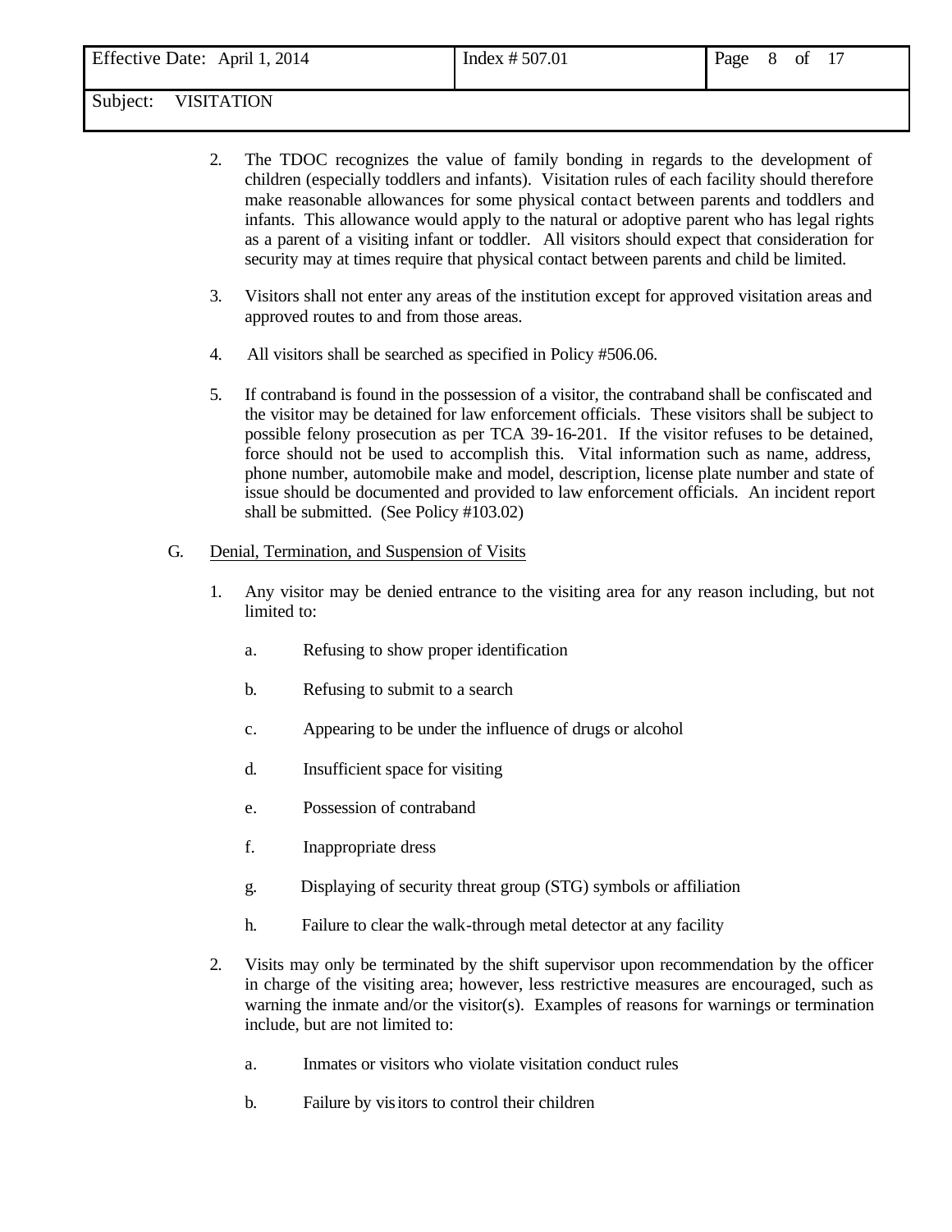2. The TDOC recognizes the value of family bonding in regards to the development of children (especially toddlers and infants). Visitation rules of each facility should therefore make reasonable allowances for some physical contact between parents and toddlers and infants. This allowance would apply to the natural or adoptive parent who has legal rights as a parent of a visiting infant or toddler. All visitors should expect that consideration for security may at times require that physical contact between parents and child be limited.

3. Visitors shall not enter any areas of the institution except for approved visitation areas and approved routes to and from those areas.

4. All visitors shall be searched as specified in Policy #506.06.

5. If contraband is found in the possession of a visitor, the contraband shall be confiscated and the visitor may be detained for law enforcement officials. These visitors shall be subject to possible felony prosecution as per TCA 39-16-201. If the visitor refuses to be detained, force should not be used to accomplish this. Vital information such as name, address, phone number, automobile make and model, description, license plate number and state of issue should be documented and provided to law enforcement officials. An incident report shall be submitted. (See Policy #103.02)

G. Denial, Termination, and Suspension of Visits

1. Any visitor may be denied entrance to the visiting area for any reason including, but not limited to:

   a. Refusing to show proper identification

   b. Refusing to submit to a search

   c. Appearing to be under the influence of drugs or alcohol

   d. Insufficient space for visiting

   e. Possession of contraband

   f. Inappropriate dress

   g. Displaying of security threat group (STG) symbols or affiliation

   h. Failure to clear the walk-through metal detector at any facility

2. Visits may only be terminated by the shift supervisor upon recommendation by the officer in charge of the visiting area; however, less restrictive measures are encouraged, such as warning the inmate and/or the visitor(s). Examples of reasons for warnings or termination include, but are not limited to:

   a. Inmates or visitors who violate visitation conduct rules

   b. Failure by visitors to control their children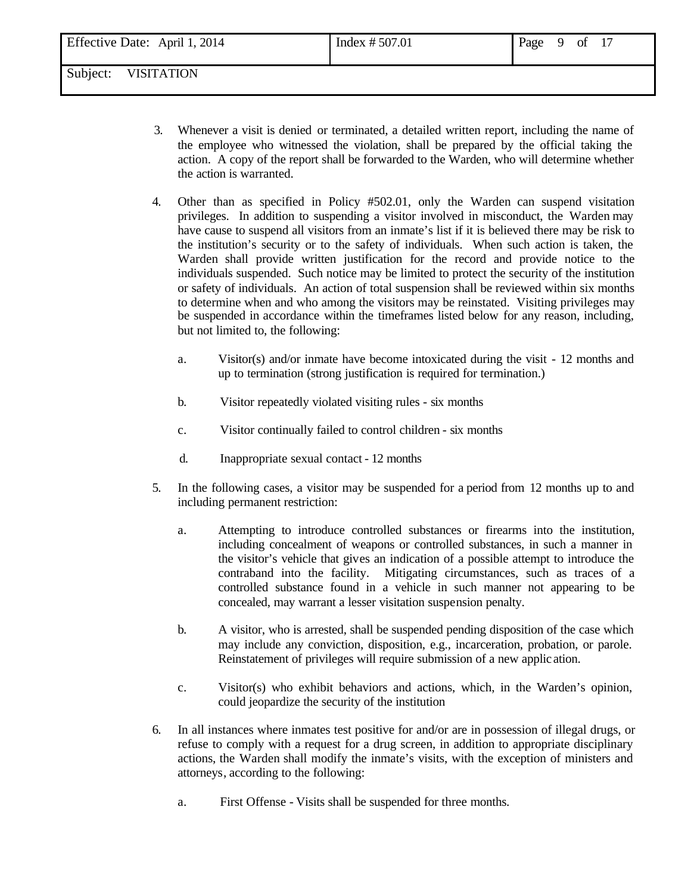3. Whenever a visit is denied or terminated, a detailed written report, including the name of the employee who witnessed the violation, shall be prepared by the official taking the action. A copy of the report shall be forwarded to the Warden, who will determine whether the action is warranted.

4. Other than as specified in Policy #502.01, only the Warden can suspend visitation privileges. In addition to suspending a visitor involved in misconduct, the Warden may have cause to suspend all visitors from an inmate's list if it is believed there may be risk to the institution's security or to the safety of individuals. When such action is taken, the Warden shall provide written justification for the record and provide notice to the individuals suspended. Such notice may be limited to protect the security of the institution or safety of individuals. An action of total suspension shall be reviewed within six months to determine when and who among the visitors may be reinstated. Visiting privileges may be suspended in accordance within the timeframes listed below for any reason, including, but not limited to, the following:

   a. Visitor(s) and/or inmate have become intoxicated during the visit - 12 months and up to termination (strong justification is required for termination.)

   b. Visitor repeatedly violated visiting rules - six months

   c. Visitor continually failed to control children - six months

   d. Inappropriate sexual contact - 12 months

5. In the following cases, a visitor may be suspended for a period from 12 months up to and including permanent restriction:

   a. Attempting to introduce controlled substances or firearms into the institution, including concealment of weapons or controlled substances, in such a manner in the visitor's vehicle that gives an indication of a possible attempt to introduce the contraband into the facility. Mitigating circumstances, such as traces of a controlled substance found in a vehicle in such manner not appearing to be concealed, may warrant a lesser visitation suspension penalty.

   b. A visitor, who is arrested, shall be suspended pending disposition of the case which may include any conviction, disposition, e.g., incarceration, probation, or parole. Reinstatement of privileges will require submission of a new application.

   c. Visitor(s) who exhibit behaviors and actions, which, in the Warden's opinion, could jeopardize the security of the institution

6. In all instances where inmates test positive for and/or are in possession of illegal drugs, or refuse to comply with a request for a drug screen, in addition to appropriate disciplinary actions, the Warden shall modify the inmate's visits, with the exception of ministers and attorneys, according to the following:

   a. First Offense - Visits shall be suspended for three months.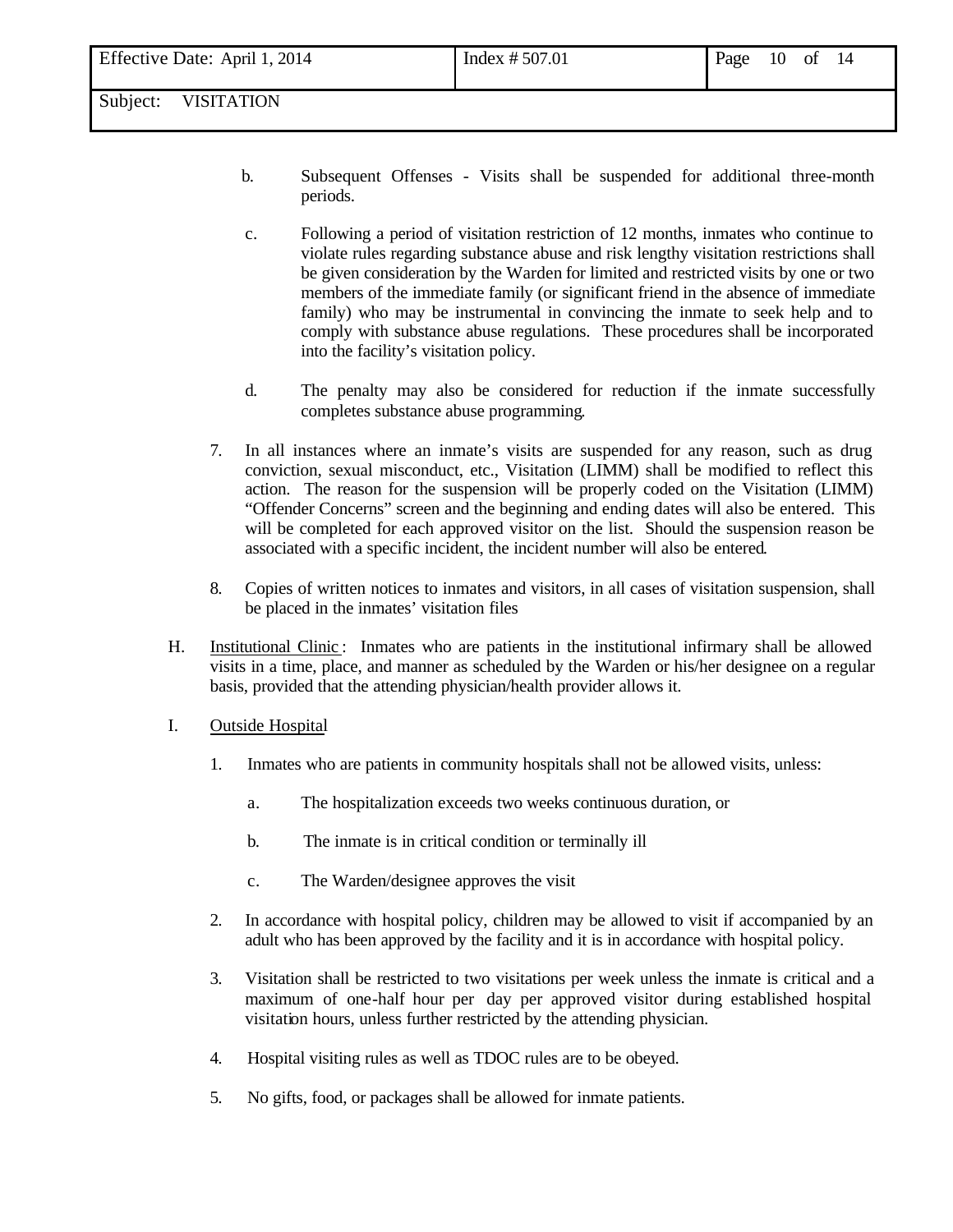b. Subsequent Offenses - Visits shall be suspended for additional three-month periods.

c. Following a period of visitation restriction of 12 months, inmates who continue to violate rules regarding substance abuse and risk lengthy visitation restrictions shall be given consideration by the Warden for limited and restricted visits by one or two members of the immediate family (or significant friend in the absence of immediate family) who may be instrumental in convincing the inmate to seek help and to comply with substance abuse regulations. These procedures shall be incorporated into the facility's visitation policy.

d. The penalty may also be considered for reduction if the inmate successfully completes substance abuse programming.

7. In all instances where an inmate's visits are suspended for any reason, such as drug conviction, sexual misconduct, etc., Visitation (LIMM) shall be modified to reflect this action. The reason for the suspension will be properly coded on the Visitation (LIMM) "Offender Concerns" screen and the beginning and ending dates will also be entered. This will be completed for each approved visitor on the list. Should the suspension reason be associated with a specific incident, the incident number will also be entered.

8. Copies of written notices to inmates and visitors, in all cases of visitation suspension, shall be placed in the inmates' visitation files

H. Institutional Clinic: Inmates who are patients in the institutional infirmary shall be allowed visits in a time, place, and manner as scheduled by the Warden or his/her designee on a regular basis, provided that the attending physician/health provider allows it.

I. Outside Hospital

1. Inmates who are patients in community hospitals shall not be allowed visits, unless:

   a. The hospitalization exceeds two weeks continuous duration, or

   b. The inmate is in critical condition or terminally ill

   c. The Warden/designee approves the visit

2. In accordance with hospital policy, children may be allowed to visit if accompanied by an adult who has been approved by the facility and it is in accordance with hospital policy.

3. Visitation shall be restricted to two visitations per week unless the inmate is critical and a maximum of one-half hour per day per approved visitor during established hospital visitation hours, unless further restricted by the attending physician.

4. Hospital visiting rules as well as TDOC rules are to be obeyed.

5. No gifts, food, or packages shall be allowed for inmate patients.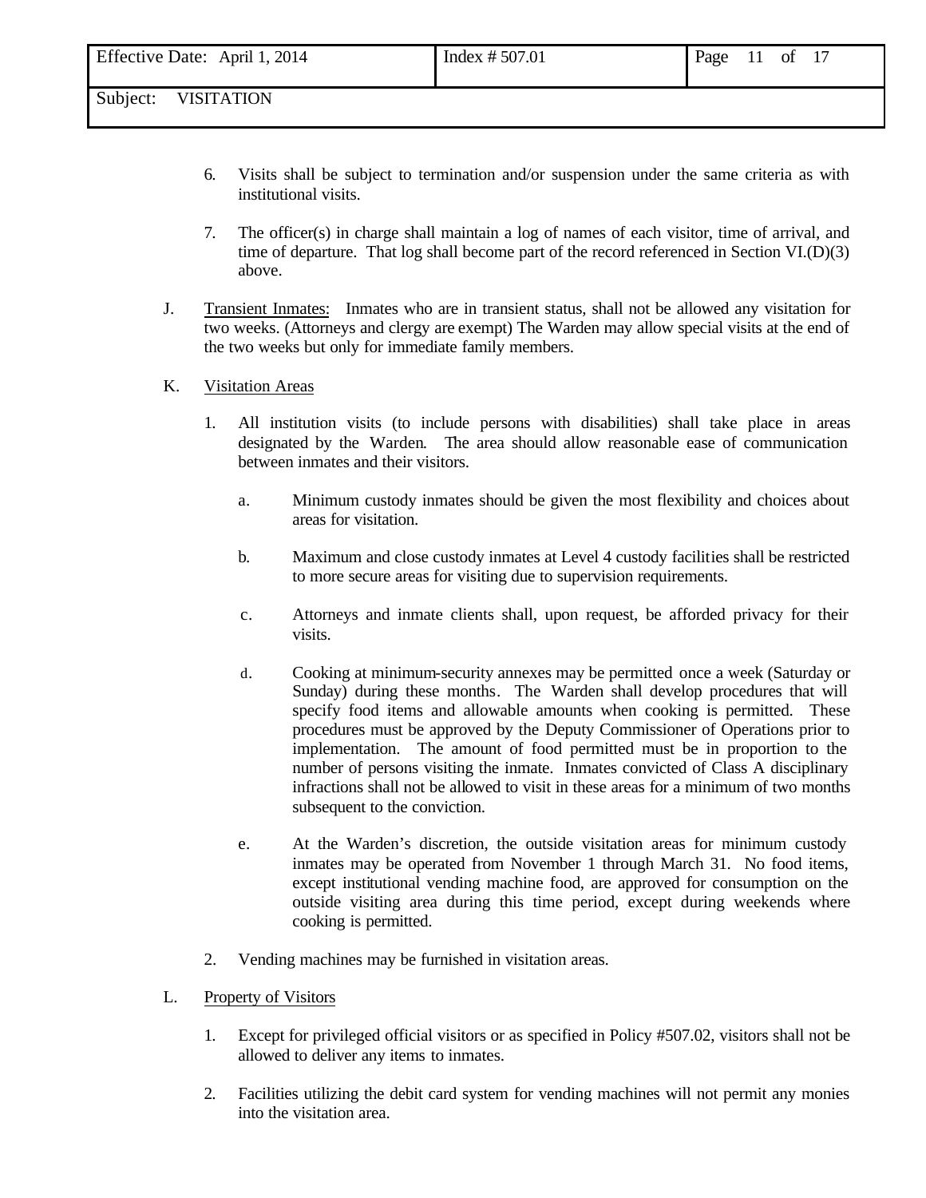6. Visits shall be subject to termination and/or suspension under the same criteria as with institutional visits.

7. The officer(s) in charge shall maintain a log of names of each visitor, time of arrival, and time of departure. That log shall become part of the record referenced in Section VI.(D)(3) above.

J. Transient Inmates: Inmates who are in transient status, shall not be allowed any visitation for two weeks. (Attorneys and clergy are exempt) The Warden may allow special visits at the end of the two weeks but only for immediate family members.

K. Visitation Areas

1. All institution visits (to include persons with disabilities) shall take place in areas designated by the Warden. The area should allow reasonable ease of communication between inmates and their visitors.

   a. Minimum custody inmates should be given the most flexibility and choices about areas for visitation.

   b. Maximum and close custody inmates at Level 4 custody facilities shall be restricted to more secure areas for visiting due to supervision requirements.

   c. Attorneys and inmate clients shall, upon request, be afforded privacy for their visits.

   d. Cooking at minimum-security annexes may be permitted once a week (Saturday or Sunday) during these months. The Warden shall develop procedures that will specify food items and allowable amounts when cooking is permitted. These procedures must be approved by the Deputy Commissioner of Operations prior to implementation. The amount of food permitted must be in proportion to the number of persons visiting the inmate. Inmates convicted of Class A disciplinary infractions shall not be allowed to visit in these areas for a minimum of two months subsequent to the conviction.

   e. At the Warden's discretion, the outside visitation areas for minimum custody inmates may be operated from November 1 through March 31. No food items, except institutional vending machine food, are approved for consumption on the outside visiting area during this time period, except during weekends where cooking is permitted.

2. Vending machines may be furnished in visitation areas.

L. Property of Visitors

1. Except for privileged official visitors or as specified in Policy #507.02, visitors shall not be allowed to deliver any items to inmates.

2. Facilities utilizing the debit card system for vending machines will not permit any monies into the visitation area.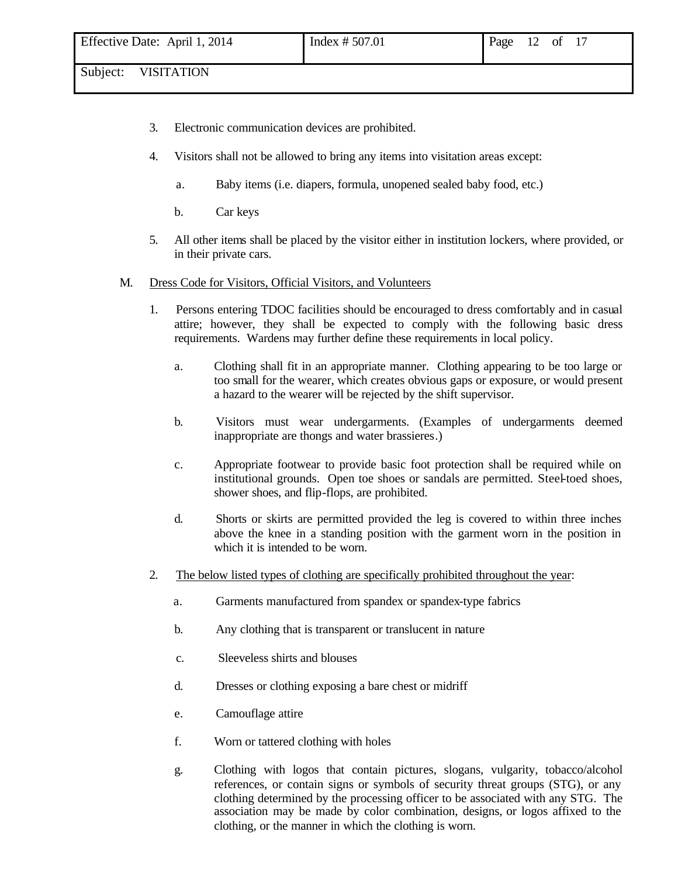3. Electronic communication devices are prohibited.

4. Visitors shall not be allowed to bring any items into visitation areas except:

   a. Baby items (i.e. diapers, formula, unopened sealed baby food, etc.)

   b. Car keys

5. All other items shall be placed by the visitor either in institution lockers, where provided, or in their private cars.

M. Dress Code for Visitors, Official Visitors, and Volunteers

1. Persons entering TDOC facilities should be encouraged to dress comfortably and in casual attire; however, they shall be expected to comply with the following basic dress requirements. Wardens may further define these requirements in local policy.

   a. Clothing shall fit in an appropriate manner. Clothing appearing to be too large or too small for the wearer, which creates obvious gaps or exposure, or would present a hazard to the wearer will be rejected by the shift supervisor.

   b. Visitors must wear undergarments. (Examples of undergarments deemed inappropriate are thongs and water brassieres.)

   c. Appropriate footwear to provide basic foot protection shall be required while on institutional grounds. Open toe shoes or sandals are permitted. Steel-toed shoes, shower shoes, and flip-flops, are prohibited.

   d. Shorts or skirts are permitted provided the leg is covered to within three inches above the knee in a standing position with the garment worn in the position in which it is intended to be worn.

2. The below listed types of clothing are specifically prohibited throughout the year:

   a. Garments manufactured from spandex or spandex-type fabrics

   b. Any clothing that is transparent or translucent in nature

   c. Sleeveless shirts and blouses

   d. Dresses or clothing exposing a bare chest or midriff

   e. Camouflage attire

   f. Worn or tattered clothing with holes

   g. Clothing with logos that contain pictures, slogans, vulgarity, tobacco/alcohol references, or contain signs or symbols of security threat groups (STG), or any clothing determined by the processing officer to be associated with any STG. The association may be made by color combination, designs, or logos affixed to the clothing, or the manner in which the clothing is worn.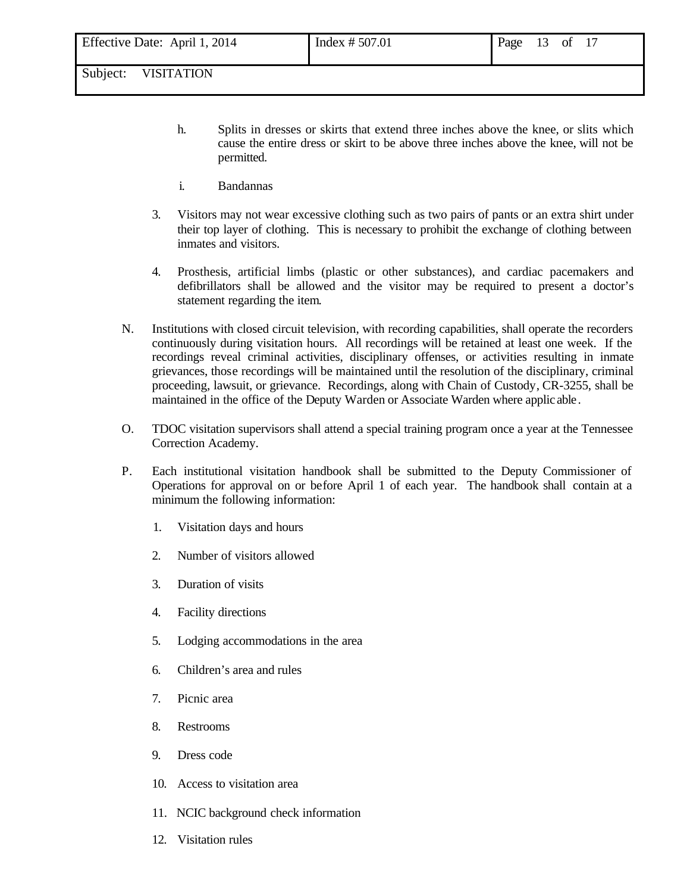h. Splits in dresses or skirts that extend three inches above the knee, or slits which cause the entire dress or skirt to be above three inches above the knee, will not be permitted.

i. Bandannas

3. Visitors may not wear excessive clothing such as two pairs of pants or an extra shirt under their top layer of clothing. This is necessary to prohibit the exchange of clothing between inmates and visitors.

4. Prosthesis, artificial limbs (plastic or other substances), and cardiac pacemakers and defibrillators shall be allowed and the visitor may be required to present a doctor's statement regarding the item.

N. Institutions with closed circuit television, with recording capabilities, shall operate the recorders continuously during visitation hours. All recordings will be retained at least one week. If the recordings reveal criminal activities, disciplinary offenses, or activities resulting in inmate grievances, those recordings will be maintained until the resolution of the disciplinary, criminal proceeding, lawsuit, or grievance. Recordings, along with Chain of Custody, CR-3255, shall be maintained in the office of the Deputy Warden or Associate Warden where applicable.

O. TDOC visitation supervisors shall attend a special training program once a year at the Tennessee Correction Academy.

P. Each institutional visitation handbook shall be submitted to the Deputy Commissioner of Operations for approval on or before April 1 of each year. The handbook shall contain at a minimum the following information:

1. Visitation days and hours
2. Number of visitors allowed
3. Duration of visits
4. Facility directions
5. Lodging accommodations in the area
6. Children's area and rules
7. Picnic area
8. Restrooms
9. Dress code
10. Access to visitation area
11. NCIC background check information
12. Visitation rules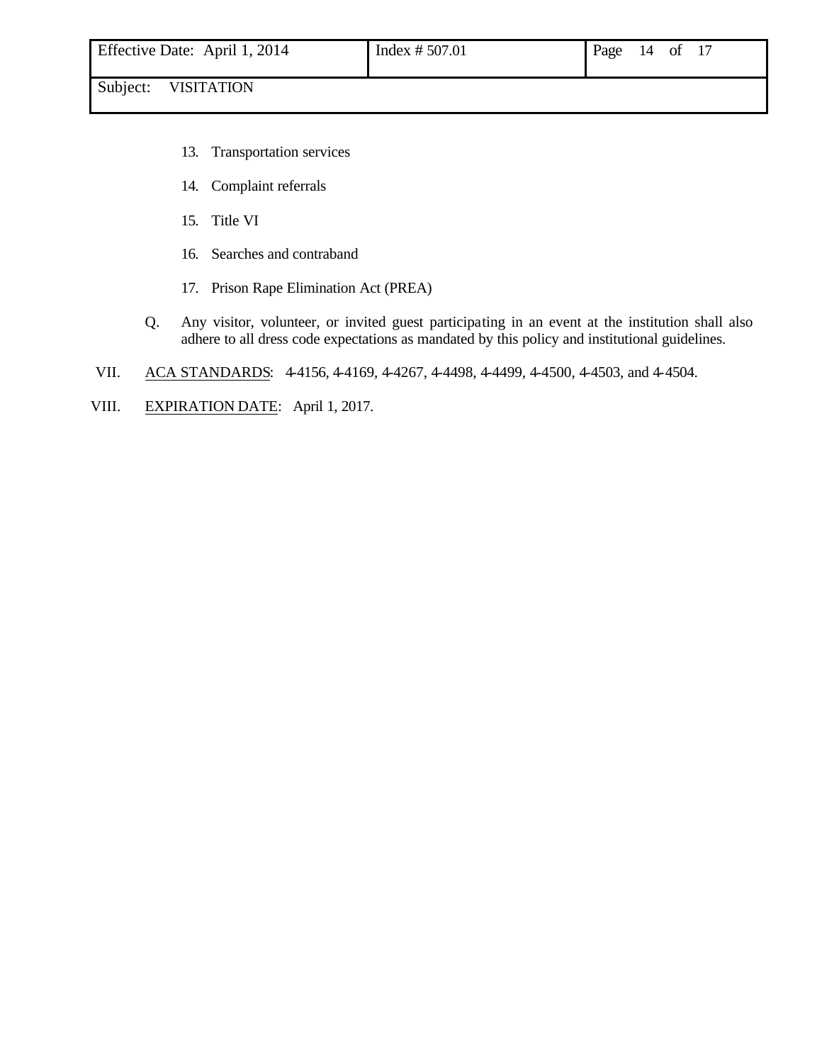13. Transportation services

14. Complaint referrals

15. Title VI

16. Searches and contraband

17. Prison Rape Elimination Act (PREA)

Q. Any visitor, volunteer, or invited guest participating in an event at the institution shall also adhere to all dress code expectations as mandated by this policy and institutional guidelines.

VII. ACA STANDARDS: 4-4156, 4-4169, 4-4267, 4-4498, 4-4499, 4-4500, 4-4503, and 4-4504.

VIII. EXPIRATION DATE: April 1, 2017.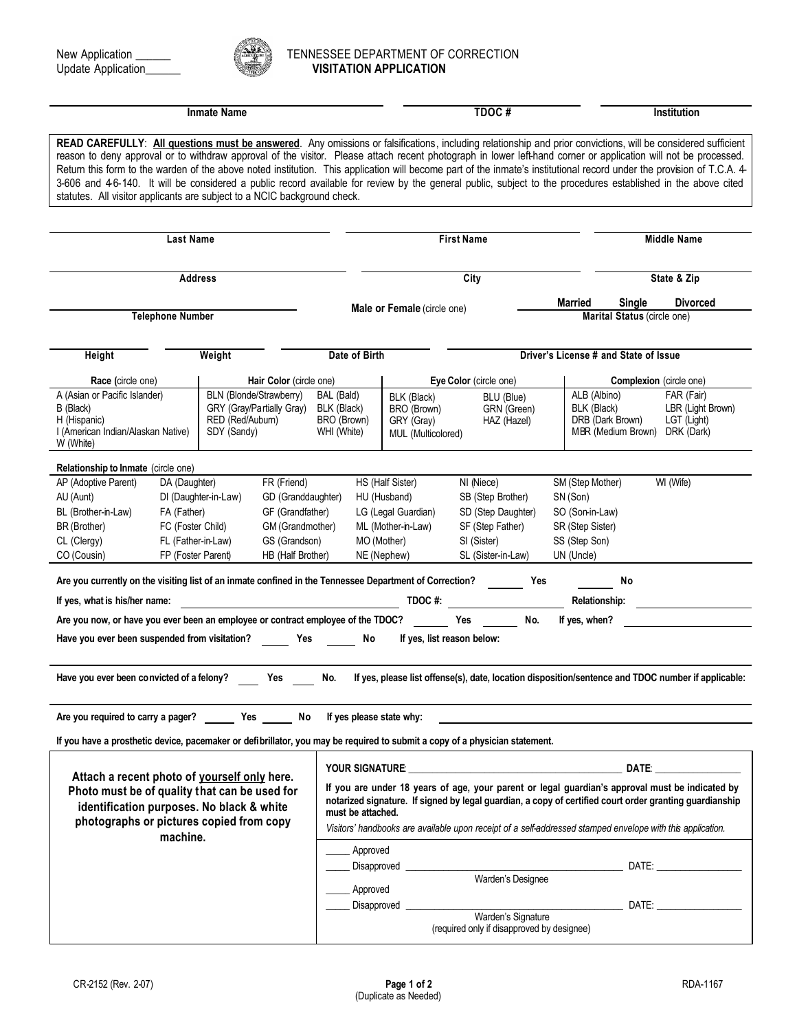New Application ______
Update Application______

# TENNESSEE DEPARTMENT OF CORRECTION
## VISITATION APPLICATION

| Inmate Name | TDOC # | Institution |
|---|---|---|

**READ CAREFULLY**: **All questions must be answered**. Any omissions or falsifications, including relationship and prior convictions, will be considered sufficient reason to deny approval or to withdraw approval of the visitor. Please attach recent photograph in lower left-hand corner or application will not be processed. Return this form to the warden of the above noted institution. This application will become part of the inmate's institutional record under the provision of T.C.A. 4-3-606 and 4-6-140. It will be considered a public record available for review by the general public, subject to the procedures established in the above cited statutes. All visitor applicants are subject to a NCIC background check.

| Last Name | First Name | Middle Name |
|---|---|---|

| Address | City | State & Zip |
|---|---|---|

**Telephone Number** ______ **Male or Female** (circle one) **Marital Status** (circle one): **Married** **Single** **Divorced**

| Height | Weight | Date of Birth | Driver's License # and State of Issue |
|---|---|---|---|

| Race (circle one) | Hair Color (circle one) | Eye Color (circle one) | Complexion (circle one) |
|---|---|---|---|
| A (Asian or Pacific Islander) | BLN (Blonde/Strawberry) | BLK (Black) | ALB (Albino) |
| B (Black) | GRY (Gray/Partially Gray) | BRO (Brown) | BLK (Black) |
| H (Hispanic) | RED (Red/Auburn) | GRY (Gray) | DRB (Dark Brown) |
| I (American Indian/Alaskan Native) | SDY (Sandy) | MUL (Multicolored) | MBR (Medium Brown) |
| W (White) | BAL (Bald) | BLU (Blue) | FAR (Fair) |
| | BLK (Black) | GRN (Green) | LBR (Light Brown) |
| | BRO (Brown) | HAZ (Hazel) | LGT (Light) |
| | WHI (White) | | DRK (Dark) |

**Relationship to Inmate** (circle one)

| | | | | | | |
|---|---|---|---|---|---|---|
| AP (Adoptive Parent) | DA (Daughter) | FR (Friend) | HS (Half Sister) | NI (Niece) | SM (Step Mother) | WI (Wife) |
| AU (Aunt) | DI (Daughter-in-Law) | GD (Granddaughter) | HU (Husband) | SB (Step Brother) | SN (Son) | |
| BL (Brother-in-Law) | FA (Father) | GF (Grandfather) | LG (Legal Guardian) | SD (Step Daughter) | SO (Son-in-Law) | |
| BR (Brother) | FC (Foster Child) | GM (Grandmother) | ML (Mother-in-Law) | SF (Step Father) | SR (Step Sister) | |
| CL (Clergy) | FL (Father-in-Law) | GS (Grandson) | MO (Mother) | SI (Sister) | SS (Step Son) | |
| CO (Cousin) | FP (Foster Parent) | HB (Half Brother) | NE (Nephew) | SL (Sister-in-Law) | UN (Uncle) | |

**Are you currently on the visiting list of an inmate confined in the Tennessee Department of Correction?** ______ **Yes** ______ **No**

**If yes, what is his/her name:** ______ **TDOC #:** ______ **Relationship:** ______

**Are you now, or have you ever been an employee or contract employee of the TDOC?** ______ **Yes** ______ **No.** **If yes, when?** ______

**Have you ever been suspended from visitation?** ______ **Yes** ______ **No** **If yes, list reason below:**

**Have you ever been convicted of a felony?** ____ **Yes** ____ **No.** **If yes, please list offense(s), date, location disposition/sentence and TDOC number if applicable:**

**Are you required to carry a pager?** ______ **Yes** ______ **No** **If yes please state why:** ______

**If you have a prosthetic device, pacemaker or defibrillator, you may be required to submit a copy of a physician statement.**

**Attach a recent photo of yourself only here. Photo must be of quality that can be used for identification purposes. No black & white photographs or pictures copied from copy machine.**

**YOUR SIGNATURE**: ______ **DATE**: ______

**If you are under 18 years of age, your parent or legal guardian's approval must be indicated by notarized signature. If signed by legal guardian, a copy of certified court order granting guardianship must be attached.**

*Visitors' handbooks are available upon receipt of a self-addressed stamped envelope with this application.*

____ Approved
____ Disapproved ______ DATE: ______
Warden's Designee

____ Approved
____ Disapproved ______ DATE: ______
Warden's Signature
(required only if disapproved by designee)

CR-2152 (Rev. 2-07) (Duplicate as Needed) RDA-1167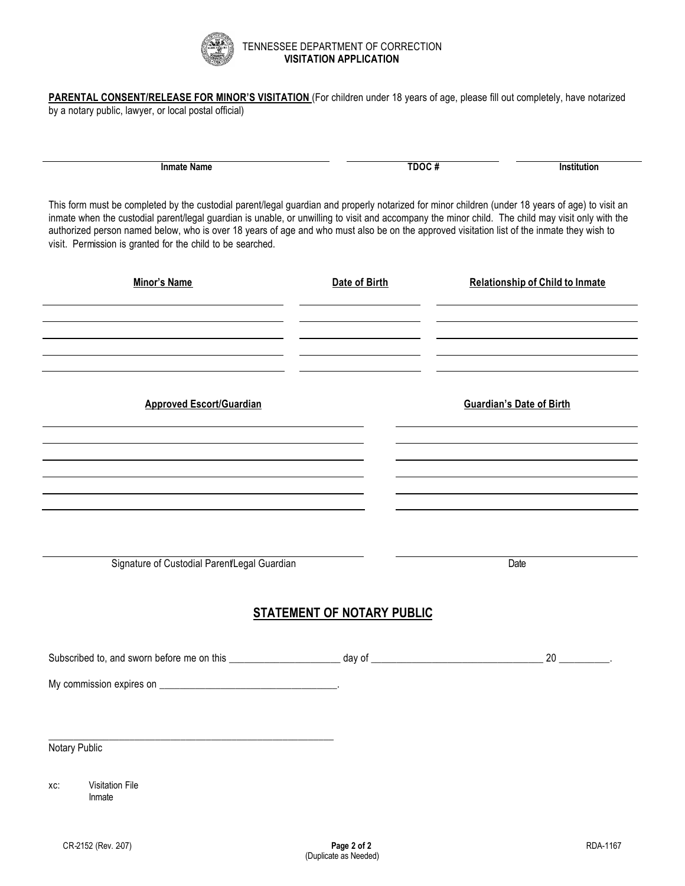TENNESSEE DEPARTMENT OF CORRECTION
**VISITATION APPLICATION**

**PARENTAL CONSENT/RELEASE FOR MINOR'S VISITATION** (For children under 18 years of age, please fill out completely, have notarized by a notary public, lawyer, or local postal official)

| Inmate Name | TDOC # | Institution |
|---|---|---|
| | | |

This form must be completed by the custodial parent/legal guardian and properly notarized for minor children (under 18 years of age) to visit an inmate when the custodial parent/legal guardian is unable, or unwilling to visit and accompany the minor child. The child may visit only with the authorized person named below, who is over 18 years of age and who must also be on the approved visitation list of the inmate they wish to visit. Permission is granted for the child to be searched.

| Minor's Name | Date of Birth | Relationship of Child to Inmate |
|---|---|---|
| | | |
| | | |
| | | |
| | | |
| | | |

| Approved Escort/Guardian | Guardian's Date of Birth |
|---|---|
| | |
| | |
| | |
| | |
| | |
| | |

\_\_\_\_\_\_\_\_\_\_\_\_\_\_\_\_\_\_\_\_\_\_\_\_\_\_\_\_\_\_\_\_\_\_\_\_ \_\_\_\_\_\_\_\_\_\_\_\_\_\_\_\_\_\_\_\_
Signature of Custodial Parent/Legal Guardian Date

## STATEMENT OF NOTARY PUBLIC

Subscribed to, and sworn before me on this \_\_\_\_\_\_\_\_\_\_\_\_\_\_\_\_\_\_\_\_\_\_ day of \_\_\_\_\_\_\_\_\_\_\_\_\_\_\_\_\_\_\_\_\_\_\_\_\_\_\_\_\_\_\_\_\_\_ 20 \_\_\_\_\_\_\_\_\_\_.

My commission expires on \_\_\_\_\_\_\_\_\_\_\_\_\_\_\_\_\_\_\_\_\_\_\_\_\_\_\_\_\_\_\_\_\_\_\_\_.

\_\_\_\_\_\_\_\_\_\_\_\_\_\_\_\_\_\_\_\_\_\_\_\_\_\_\_\_\_\_\_\_\_\_\_\_\_\_\_\_\_\_\_\_\_\_\_\_\_\_\_\_\_\_\_\_
Notary Public

xc: Visitation File
Inmate

CR-2152 (Rev. 2-07) (Duplicate as Needed) RDA-1167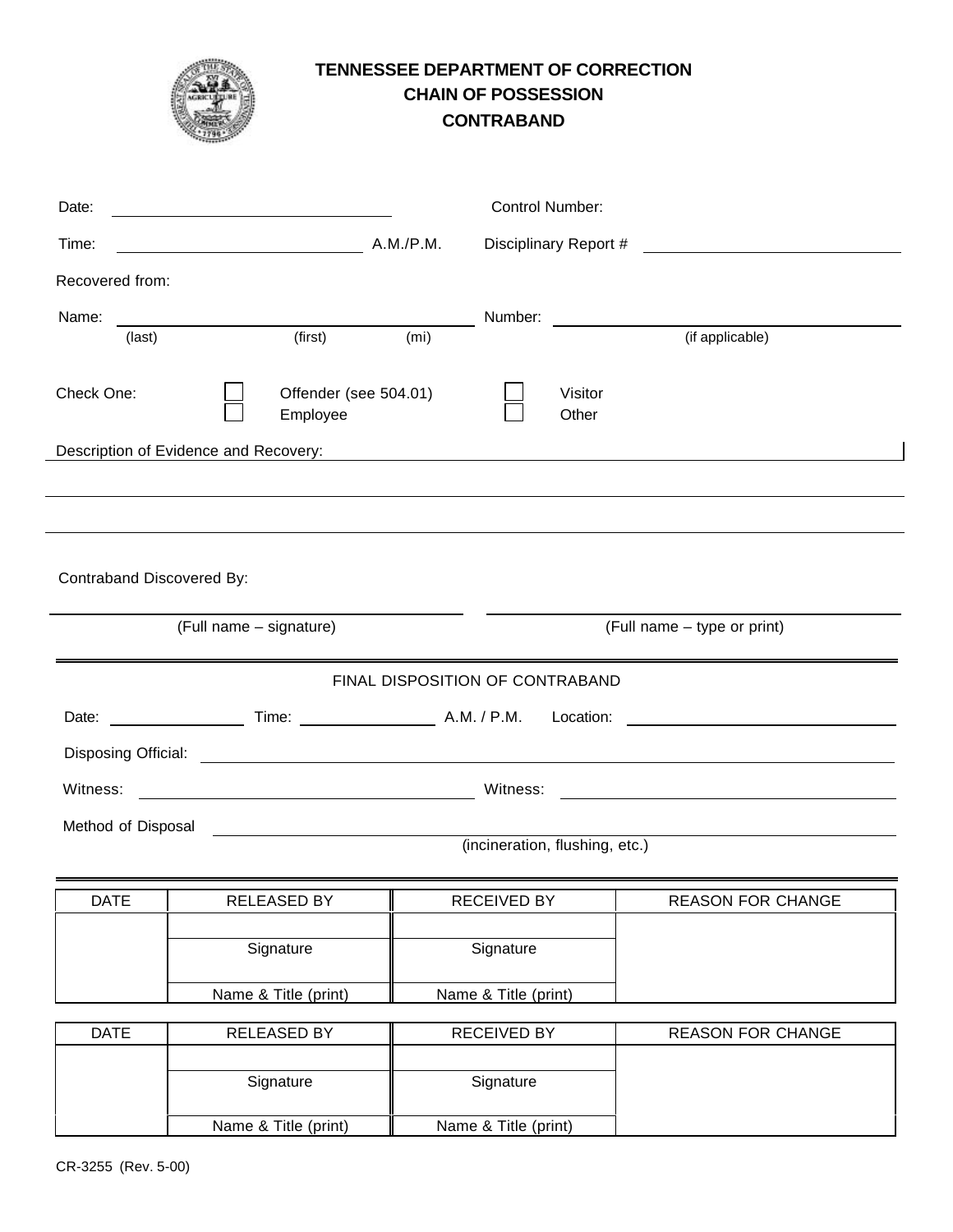# TENNESSEE DEPARTMENT OF CORRECTION
## CHAIN OF POSSESSION
## CONTRABAND

Date: ______________________ Control Number:

Time: ______________________ A.M./P.M. Disciplinary Report # ______________________

Recovered from:

Name: ______________________________________ Number: ______________________
(last) (first) (mi) (if applicable)

Check One: ☐ Offender (see 504.01) ☐ Visitor
☐ Employee ☐ Other

Description of Evidence and Recovery: ______________________________________

______________________________________________________________________

______________________________________________________________________

Contraband Discovered By:

______________________________ ______________________________
(Full name – signature) (Full name – type or print)

FINAL DISPOSITION OF CONTRABAND

Date: ____________ Time: ____________ A.M. / P.M. Location: ______________________

Disposing Official: ______________________________________________________

Witness: ______________________________ Witness: ______________________________

Method of Disposal ______________________________________________________
(incineration, flushing, etc.)

| DATE | RELEASED BY | RECEIVED BY | REASON FOR CHANGE |
|---|---|---|---|
| | | | |
| | Signature | Signature | |
| | Name & Title (print) | Name & Title (print) | |

| DATE | RELEASED BY | RECEIVED BY | REASON FOR CHANGE |
|---|---|---|---|
| | | | |
| | Signature | Signature | |
| | Name & Title (print) | Name & Title (print) | |

CR-3255 (Rev. 5-00)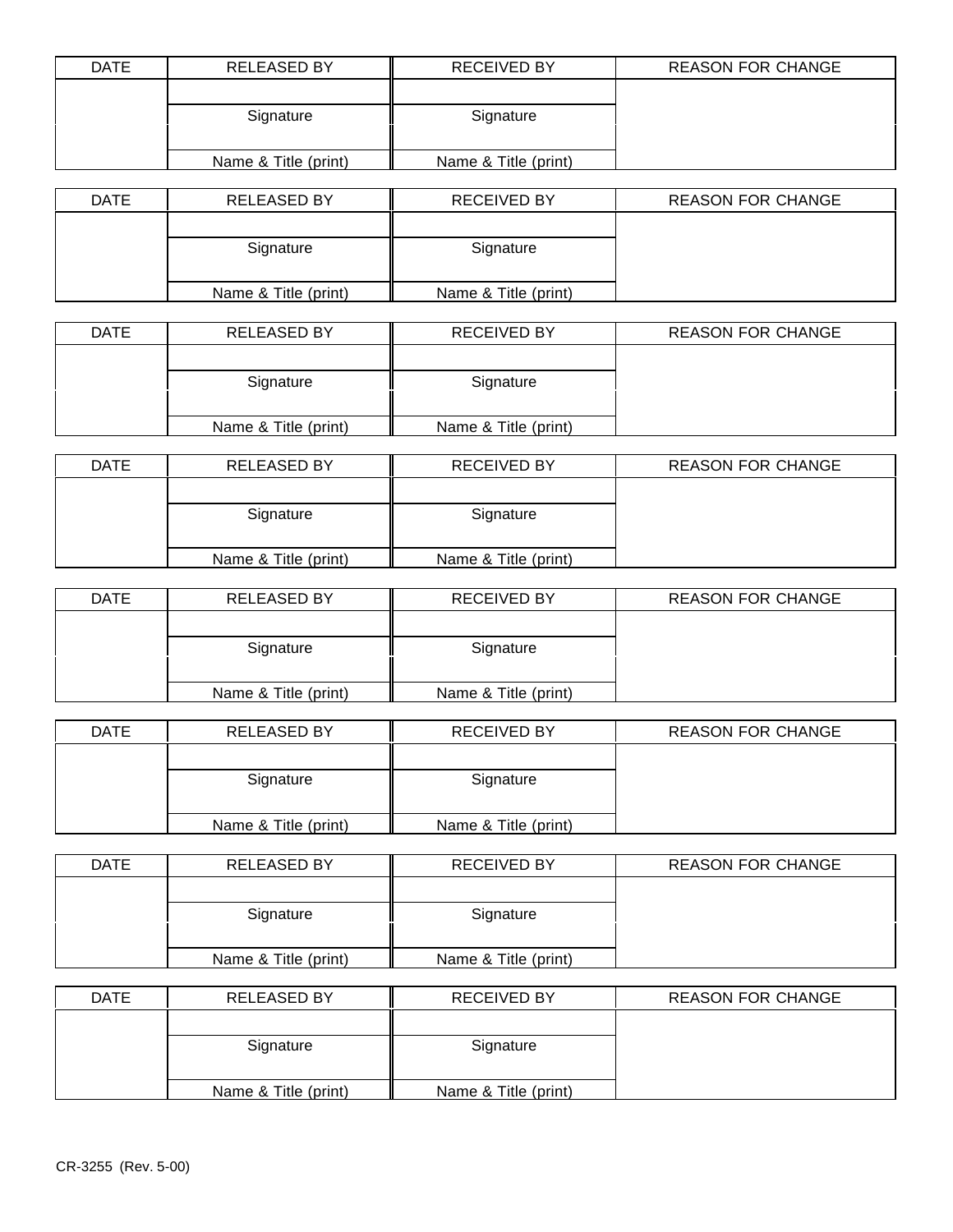| DATE | RELEASED BY | RECEIVED BY | REASON FOR CHANGE |
|---|---|---|---|
| | | | |
| | Signature | Signature | |
| | | | |
| | Name & Title (print) | Name & Title (print) | |

| DATE | RELEASED BY | RECEIVED BY | REASON FOR CHANGE |
|---|---|---|---|
| | | | |
| | Signature | Signature | |
| | | | |
| | Name & Title (print) | Name & Title (print) | |

| DATE | RELEASED BY | RECEIVED BY | REASON FOR CHANGE |
|---|---|---|---|
| | | | |
| | Signature | Signature | |
| | | | |
| | Name & Title (print) | Name & Title (print) | |

| DATE | RELEASED BY | RECEIVED BY | REASON FOR CHANGE |
|---|---|---|---|
| | | | |
| | Signature | Signature | |
| | | | |
| | Name & Title (print) | Name & Title (print) | |

| DATE | RELEASED BY | RECEIVED BY | REASON FOR CHANGE |
|---|---|---|---|
| | | | |
| | Signature | Signature | |
| | | | |
| | Name & Title (print) | Name & Title (print) | |

| DATE | RELEASED BY | RECEIVED BY | REASON FOR CHANGE |
|---|---|---|---|
| | | | |
| | Signature | Signature | |
| | | | |
| | Name & Title (print) | Name & Title (print) | |

| DATE | RELEASED BY | RECEIVED BY | REASON FOR CHANGE |
|---|---|---|---|
| | | | |
| | Signature | Signature | |
| | | | |
| | Name & Title (print) | Name & Title (print) | |

| DATE | RELEASED BY | RECEIVED BY | REASON FOR CHANGE |
|---|---|---|---|
| | | | |
| | Signature | Signature | |
| | | | |
| | Name & Title (print) | Name & Title (print) | |

CR-3255 (Rev. 5-00)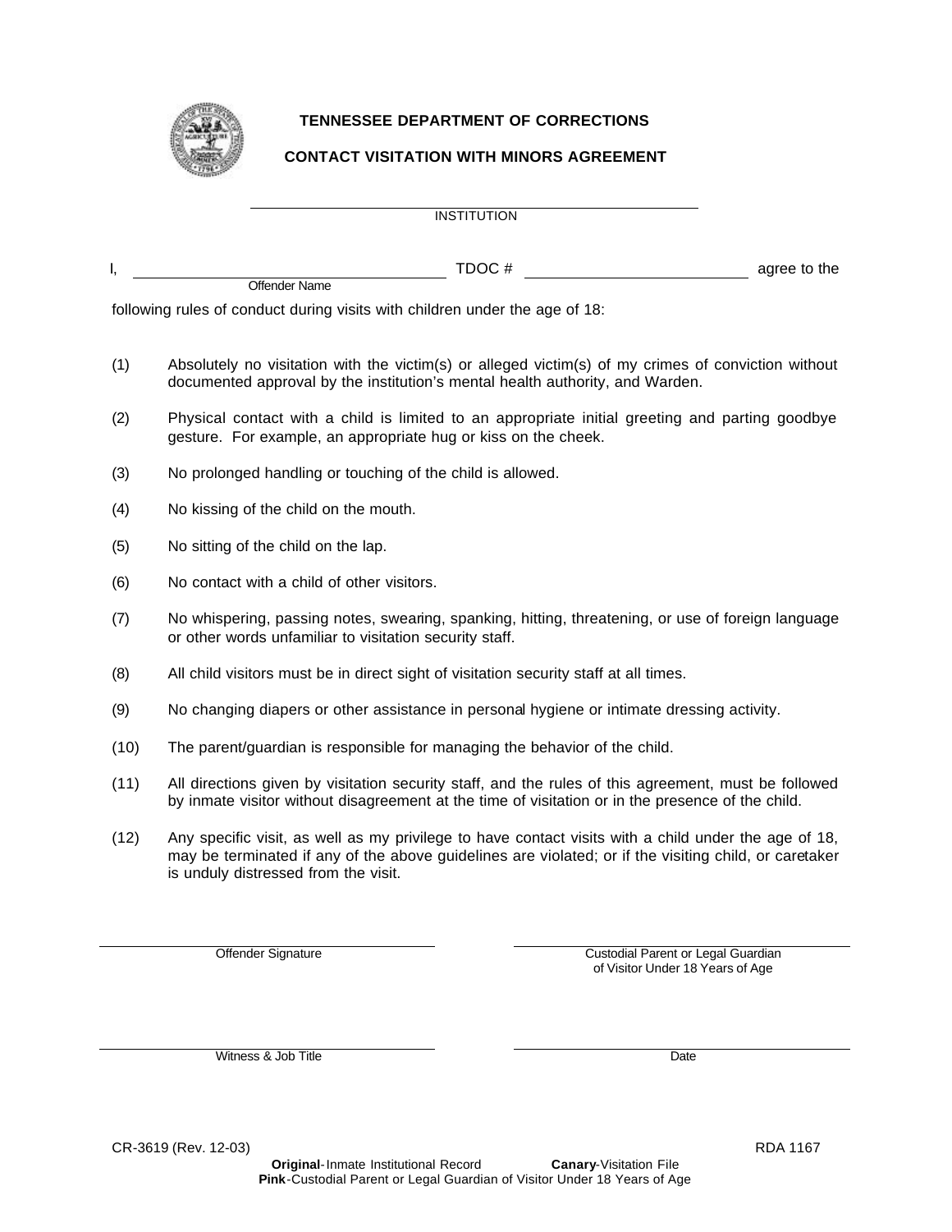# TENNESSEE DEPARTMENT OF CORRECTIONS

## CONTACT VISITATION WITH MINORS AGREEMENT

\_\_\_\_\_\_\_\_\_\_\_\_\_\_\_\_\_\_\_\_\_\_\_\_\_\_\_\_\_\_\_\_\_\_\_\_\_\_\_\_
INSTITUTION

I, \_\_\_\_\_\_\_\_\_\_\_\_\_\_\_\_\_\_\_\_\_\_\_\_\_\_\_\_\_\_ TDOC # \_\_\_\_\_\_\_\_\_\_\_\_\_\_\_\_\_\_\_\_ agree to the
Offender Name

following rules of conduct during visits with children under the age of 18:

(1) Absolutely no visitation with the victim(s) or alleged victim(s) of my crimes of conviction without documented approval by the institution's mental health authority, and Warden.

(2) Physical contact with a child is limited to an appropriate initial greeting and parting goodbye gesture. For example, an appropriate hug or kiss on the cheek.

(3) No prolonged handling or touching of the child is allowed.

(4) No kissing of the child on the mouth.

(5) No sitting of the child on the lap.

(6) No contact with a child of other visitors.

(7) No whispering, passing notes, swearing, spanking, hitting, threatening, or use of foreign language or other words unfamiliar to visitation security staff.

(8) All child visitors must be in direct sight of visitation security staff at all times.

(9) No changing diapers or other assistance in personal hygiene or intimate dressing activity.

(10) The parent/guardian is responsible for managing the behavior of the child.

(11) All directions given by visitation security staff, and the rules of this agreement, must be followed by inmate visitor without disagreement at the time of visitation or in the presence of the child.

(12) Any specific visit, as well as my privilege to have contact visits with a child under the age of 18, may be terminated if any of the above guidelines are violated; or if the visiting child, or caretaker is unduly distressed from the visit.

\_\_\_\_\_\_\_\_\_\_\_\_\_\_\_\_\_\_\_\_\_\_\_\_\_\_\_\_\_\_
Offender Signature

\_\_\_\_\_\_\_\_\_\_\_\_\_\_\_\_\_\_\_\_\_\_\_\_\_\_\_\_\_\_
Custodial Parent or Legal Guardian of Visitor Under 18 Years of Age

\_\_\_\_\_\_\_\_\_\_\_\_\_\_\_\_\_\_\_\_\_\_\_\_\_\_\_\_\_\_
Witness & Job Title

\_\_\_\_\_\_\_\_\_\_\_\_\_\_\_\_\_\_\_\_\_\_\_\_\_\_\_\_\_\_
Date

CR-3619 (Rev. 12-03) RDA 1167

**Original**-Inmate Institutional Record **Canary**-Visitation File
**Pink**-Custodial Parent or Legal Guardian of Visitor Under 18 Years of Age